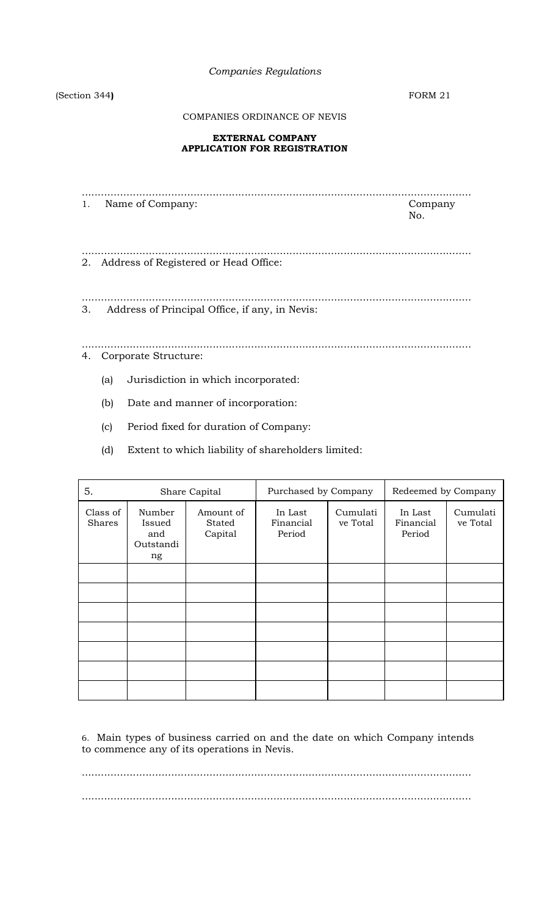*Companies Regulations*

(Section 344) FORM 21

COMPANIES ORDINANCE OF NEVIS

**EXTERNAL COMPANY**
**APPLICATION FOR REGISTRATION**

........................................................................................................................

1. Name of Company: Company No.

........................................................................................................................

2. Address of Registered or Head Office:

........................................................................................................................

3. Address of Principal Office, if any, in Nevis:

........................................................................................................................

4. Corporate Structure:

   (a) Jurisdiction in which incorporated:

   (b) Date and manner of incorporation:

   (c) Period fixed for duration of Company:

   (d) Extent to which liability of shareholders limited:

| 5. | Share Capital | | Purchased by Company | | Redeemed by Company | |
|---|---|---|---|---|---|---|
| Class of Shares | Number Issued and Outstanding | Amount of Stated Capital | In Last Financial Period | Cumulative Total | In Last Financial Period | Cumulative Total |
| | | | | | | |
| | | | | | | |
| | | | | | | |
| | | | | | | |
| | | | | | | |
| | | | | | | |
| | | | | | | |

6. Main types of business carried on and the date on which Company intends to commence any of its operations in Nevis.

........................................................................................................................

........................................................................................................................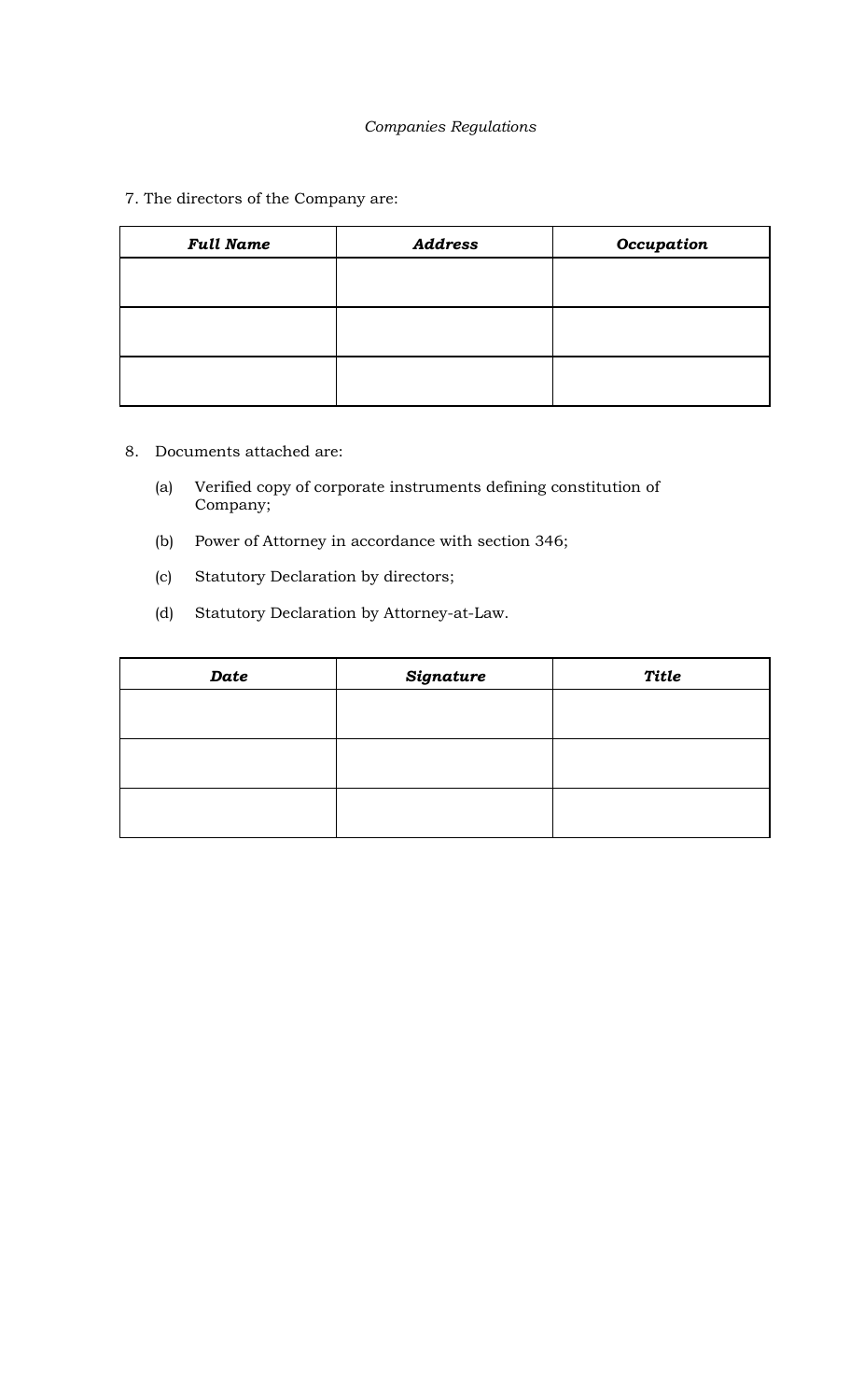7. The directors of the Company are:

| ***Full Name*** | ***Address*** | ***Occupation*** |
|---|---|---|
| | | |
| | | |
| | | |

8. Documents attached are:

   (a) Verified copy of corporate instruments defining constitution of Company;

   (b) Power of Attorney in accordance with section 346;

   (c) Statutory Declaration by directors;

   (d) Statutory Declaration by Attorney-at-Law.

| ***Date*** | ***Signature*** | ***Title*** |
|---|---|---|
| | | |
| | | |
| | | |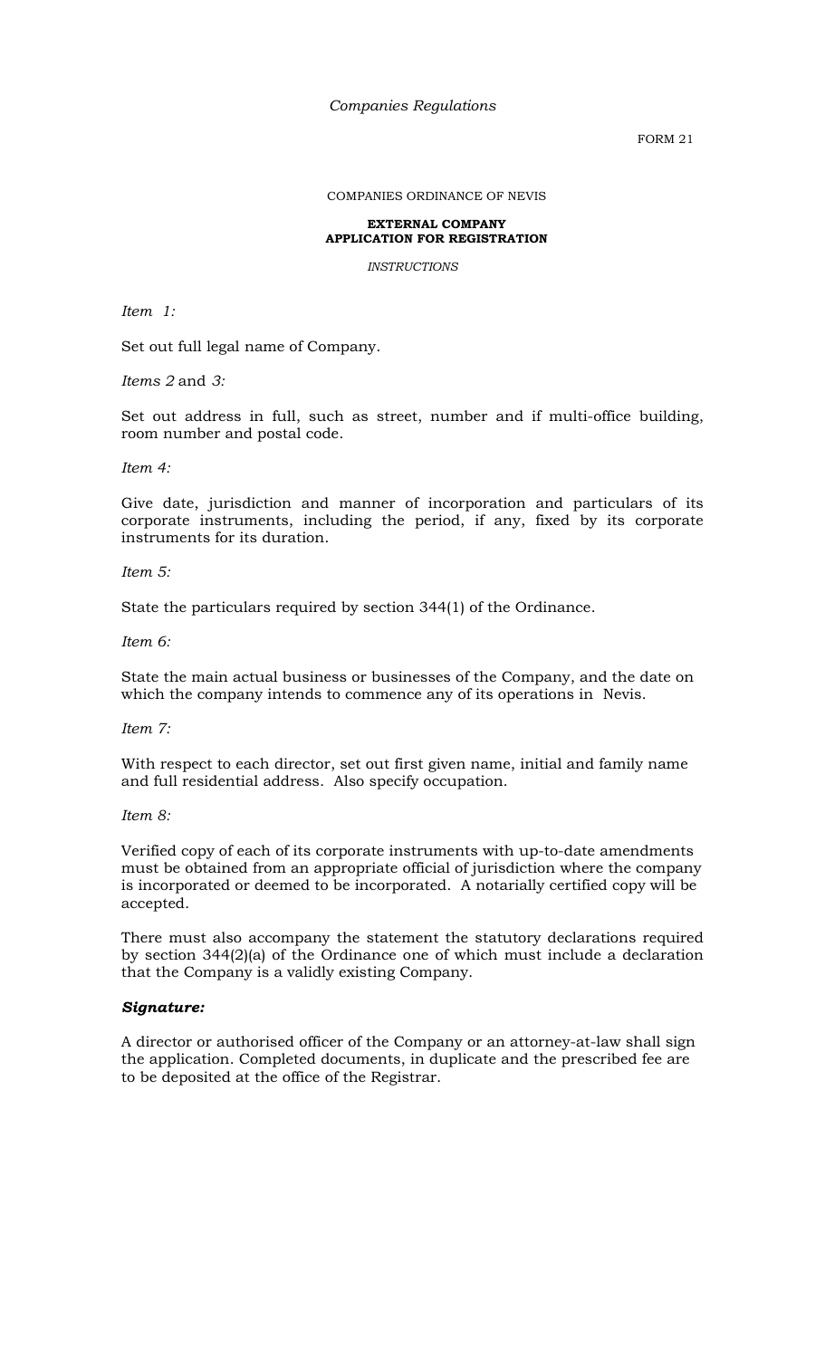FORM 21

COMPANIES ORDINANCE OF NEVIS

**EXTERNAL COMPANY**
**APPLICATION FOR REGISTRATION**

*INSTRUCTIONS*

*Item 1:*

Set out full legal name of Company.

*Items 2* and *3:*

Set out address in full, such as street, number and if multi-office building, room number and postal code.

*Item 4:*

Give date, jurisdiction and manner of incorporation and particulars of its corporate instruments, including the period, if any, fixed by its corporate instruments for its duration.

*Item 5:*

State the particulars required by section 344(1) of the Ordinance.

*Item 6:*

State the main actual business or businesses of the Company, and the date on which the company intends to commence any of its operations in Nevis.

*Item 7:*

With respect to each director, set out first given name, initial and family name and full residential address. Also specify occupation.

*Item 8:*

Verified copy of each of its corporate instruments with up-to-date amendments must be obtained from an appropriate official of jurisdiction where the company is incorporated or deemed to be incorporated. A notarially certified copy will be accepted.

There must also accompany the statement the statutory declarations required by section 344(2)(a) of the Ordinance one of which must include a declaration that the Company is a validly existing Company.

***Signature:***

A director or authorised officer of the Company or an attorney-at-law shall sign the application. Completed documents, in duplicate and the prescribed fee are to be deposited at the office of the Registrar.